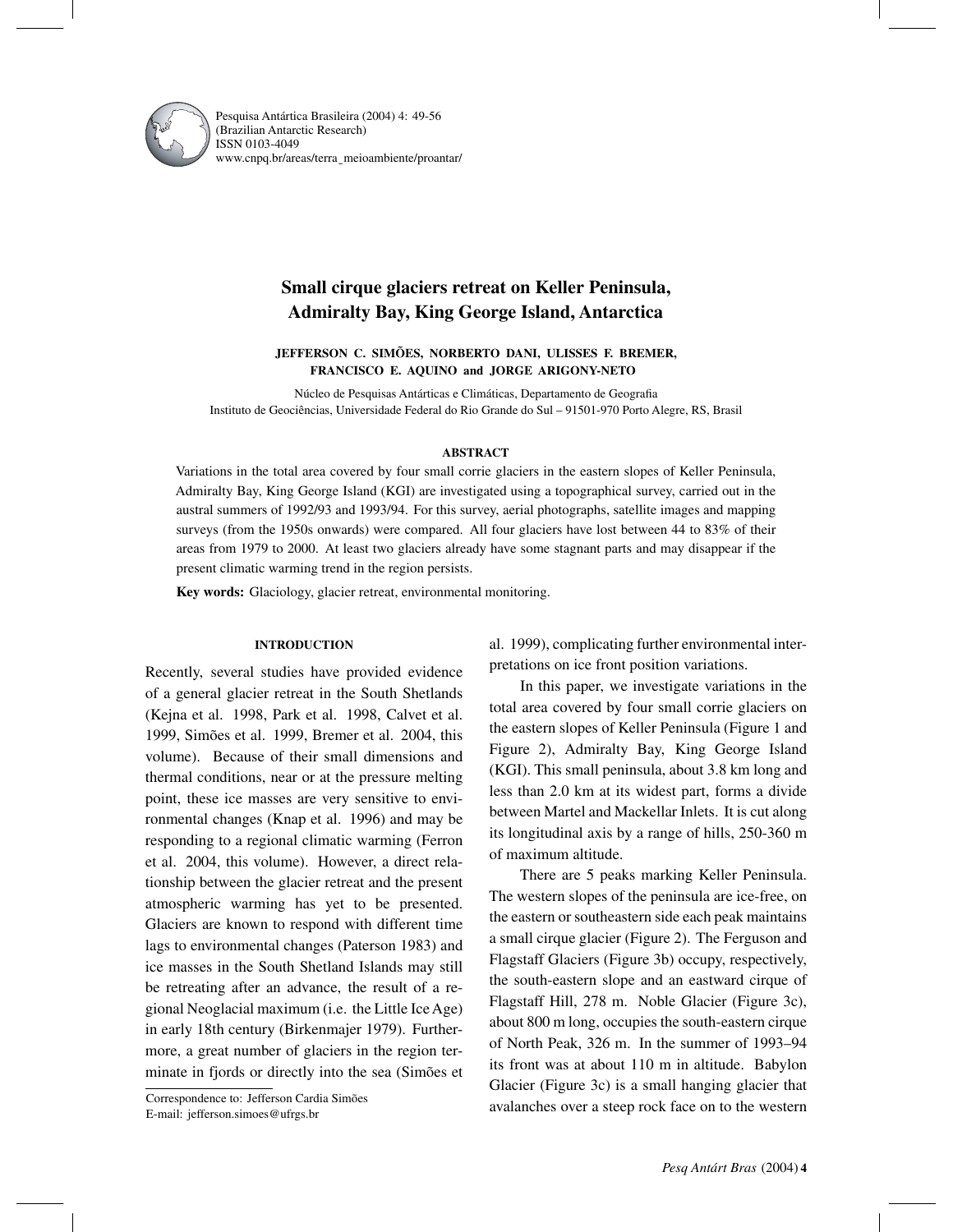# Small cirque glaciers retreat on Keller Peninsula, Admiralty Bay, King George Island, Antarctica

**JEFFERSON C. SIMÕES, NORBERTO DANI, ULISSES F. BREMER, FRANCISCO E. AQUINO and JORGE ARIGONY-NETO**

Núcleo de Pesquisas Antárticas e Climáticas, Departamento de Geografia
Instituto de Geociências, Universidade Federal do Rio Grande do Sul – 91501-970 Porto Alegre, RS, Brasil

## ABSTRACT

Variations in the total area covered by four small corrie glaciers in the eastern slopes of Keller Peninsula, Admiralty Bay, King George Island (KGI) are investigated using a topographical survey, carried out in the austral summers of 1992/93 and 1993/94. For this survey, aerial photographs, satellite images and mapping surveys (from the 1950s onwards) were compared. All four glaciers have lost between 44 to 83% of their areas from 1979 to 2000. At least two glaciers already have some stagnant parts and may disappear if the present climatic warming trend in the region persists.

**Key words:** Glaciology, glacier retreat, environmental monitoring.

## INTRODUCTION

Recently, several studies have provided evidence of a general glacier retreat in the South Shetlands (Kejna et al. 1998, Park et al. 1998, Calvet et al. 1999, Simões et al. 1999, Bremer et al. 2004, this volume). Because of their small dimensions and thermal conditions, near or at the pressure melting point, these ice masses are very sensitive to environmental changes (Knap et al. 1996) and may be responding to a regional climatic warming (Ferron et al. 2004, this volume). However, a direct relationship between the glacier retreat and the present atmospheric warming has yet to be presented. Glaciers are known to respond with different time lags to environmental changes (Paterson 1983) and ice masses in the South Shetland Islands may still be retreating after an advance, the result of a regional Neoglacial maximum (i.e. the Little Ice Age) in early 18th century (Birkenmajer 1979). Furthermore, a great number of glaciers in the region terminate in fjords or directly into the sea (Simões et al. 1999), complicating further environmental interpretations on ice front position variations.

In this paper, we investigate variations in the total area covered by four small corrie glaciers on the eastern slopes of Keller Peninsula (Figure 1 and Figure 2), Admiralty Bay, King George Island (KGI). This small peninsula, about 3.8 km long and less than 2.0 km at its widest part, forms a divide between Martel and Mackellar Inlets. It is cut along its longitudinal axis by a range of hills, 250-360 m of maximum altitude.

There are 5 peaks marking Keller Peninsula. The western slopes of the peninsula are ice-free, on the eastern or southeastern side each peak maintains a small cirque glacier (Figure 2). The Ferguson and Flagstaff Glaciers (Figure 3b) occupy, respectively, the south-eastern slope and an eastward cirque of Flagstaff Hill, 278 m. Noble Glacier (Figure 3c), about 800 m long, occupies the south-eastern cirque of North Peak, 326 m. In the summer of 1993–94 its front was at about 110 m in altitude. Babylon Glacier (Figure 3c) is a small hanging glacier that avalanches over a steep rock face on to the western

Correspondence to: Jefferson Cardia Simões
E-mail: jefferson.simoes@ufrgs.br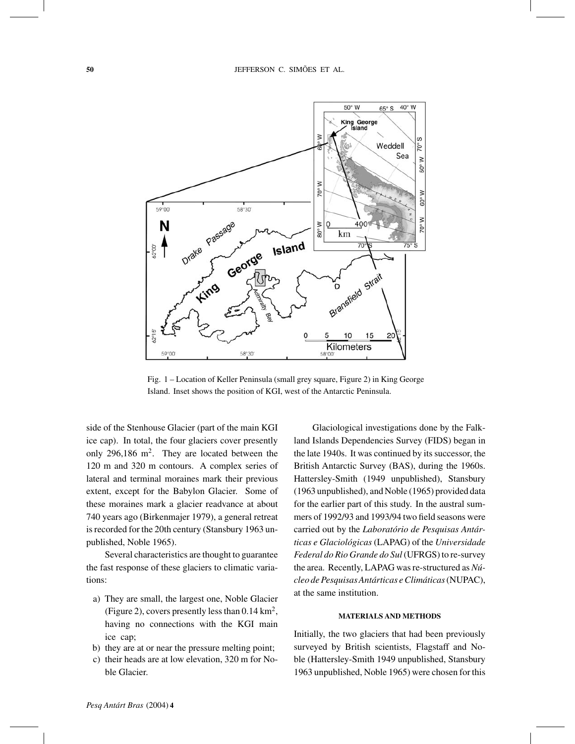Fig. 1 – Location of Keller Peninsula (small grey square, Figure 2) in King George Island. Inset shows the position of KGI, west of the Antarctic Peninsula.

side of the Stenhouse Glacier (part of the main KGI ice cap). In total, the four glaciers cover presently only 296,186 $m^2$. They are located between the 120 m and 320 m contours. A complex series of lateral and terminal moraines mark their previous extent, except for the Babylon Glacier. Some of these moraines mark a glacier readvance at about 740 years ago (Birkenmajer 1979), a general retreat is recorded for the 20th century (Stansbury 1963 unpublished, Noble 1965).

Several characteristics are thought to guarantee the fast response of these glaciers to climatic variations:

a) They are small, the largest one, Noble Glacier (Figure 2), covers presently less than 0.14 $km^2$, having no connections with the KGI main ice cap;
b) they are at or near the pressure melting point;
c) their heads are at low elevation, 320 m for Noble Glacier.

Glaciological investigations done by the Falkland Islands Dependencies Survey (FIDS) began in the late 1940s. It was continued by its successor, the British Antarctic Survey (BAS), during the 1960s. Hattersley-Smith (1949 unpublished), Stansbury (1963 unpublished), and Noble (1965) provided data for the earlier part of this study. In the austral summers of 1992/93 and 1993/94 two field seasons were carried out by the *Laboratório de Pesquisas Antárticas e Glaciológicas* (LAPAG) of the *Universidade Federal do Rio Grande do Sul* (UFRGS) to re-survey the area. Recently, LAPAG was re-structured as *Núcleo de Pesquisas Antárticas e Climáticas* (NUPAC), at the same institution.

## MATERIALS AND METHODS

Initially, the two glaciers that had been previously surveyed by British scientists, Flagstaff and Noble (Hattersley-Smith 1949 unpublished, Stansbury 1963 unpublished, Noble 1965) were chosen for this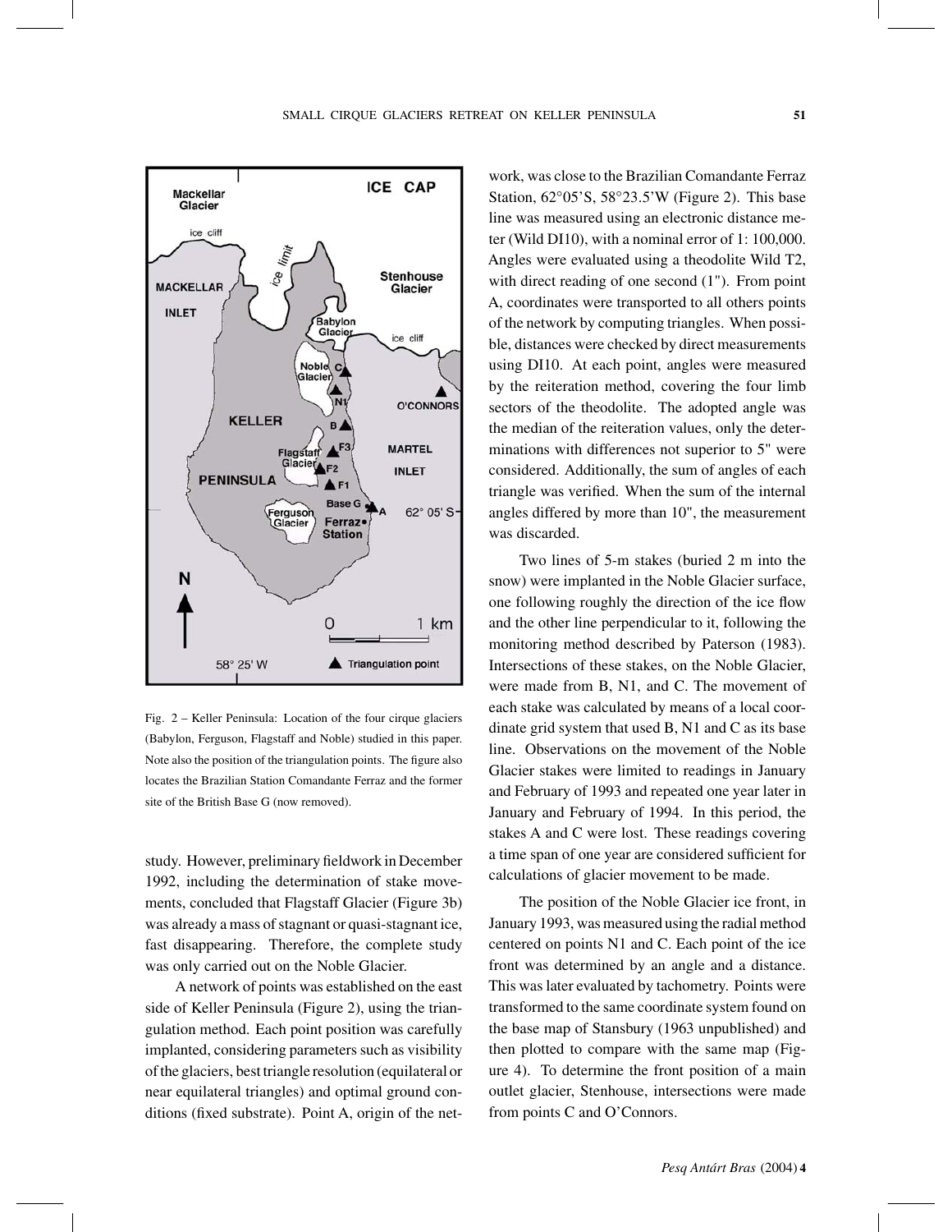Fig. 2 – Keller Peninsula: Location of the four cirque glaciers (Babylon, Ferguson, Flagstaff and Noble) studied in this paper. Note also the position of the triangulation points. The figure also locates the Brazilian Station Comandante Ferraz and the former site of the British Base G (now removed).

study. However, preliminary fieldwork in December 1992, including the determination of stake movements, concluded that Flagstaff Glacier (Figure 3b) was already a mass of stagnant or quasi-stagnant ice, fast disappearing. Therefore, the complete study was only carried out on the Noble Glacier.

A network of points was established on the east side of Keller Peninsula (Figure 2), using the triangulation method. Each point position was carefully implanted, considering parameters such as visibility of the glaciers, best triangle resolution (equilateral or near equilateral triangles) and optimal ground conditions (fixed substrate). Point A, origin of the network, was close to the Brazilian Comandante Ferraz Station, 62°05'S, 58°23.5'W (Figure 2). This base line was measured using an electronic distance meter (Wild DI10), with a nominal error of 1: 100,000. Angles were evaluated using a theodolite Wild T2, with direct reading of one second (1"). From point A, coordinates were transported to all others points of the network by computing triangles. When possible, distances were checked by direct measurements using DI10. At each point, angles were measured by the reiteration method, covering the four limb sectors of the theodolite. The adopted angle was the median of the reiteration values, only the determinations with differences not superior to 5" were considered. Additionally, the sum of angles of each triangle was verified. When the sum of the internal angles differed by more than 10", the measurement was discarded.

Two lines of 5-m stakes (buried 2 m into the snow) were implanted in the Noble Glacier surface, one following roughly the direction of the ice flow and the other line perpendicular to it, following the monitoring method described by Paterson (1983). Intersections of these stakes, on the Noble Glacier, were made from B, N1, and C. The movement of each stake was calculated by means of a local coordinate grid system that used B, N1 and C as its base line. Observations on the movement of the Noble Glacier stakes were limited to readings in January and February of 1993 and repeated one year later in January and February of 1994. In this period, the stakes A and C were lost. These readings covering a time span of one year are considered sufficient for calculations of glacier movement to be made.

The position of the Noble Glacier ice front, in January 1993, was measured using the radial method centered on points N1 and C. Each point of the ice front was determined by an angle and a distance. This was later evaluated by tachometry. Points were transformed to the same coordinate system found on the base map of Stansbury (1963 unpublished) and then plotted to compare with the same map (Figure 4). To determine the front position of a main outlet glacier, Stenhouse, intersections were made from points C and O'Connors.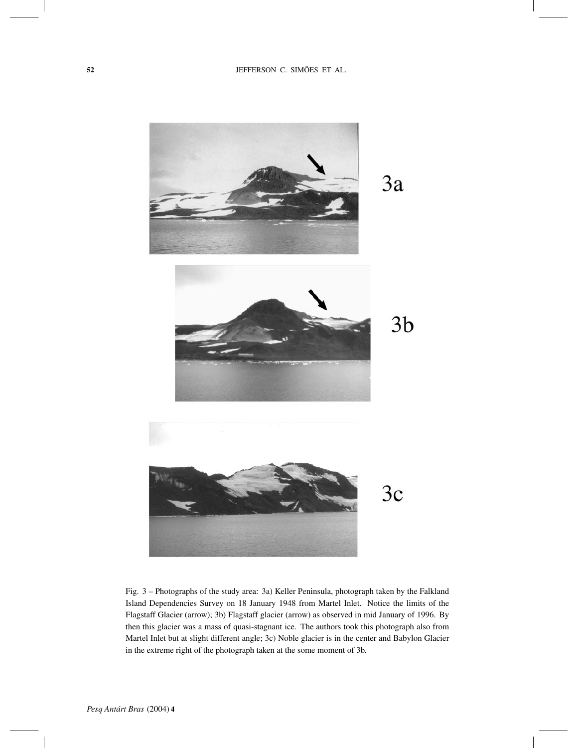3a

3b

3c

Fig. 3 – Photographs of the study area: 3a) Keller Peninsula, photograph taken by the Falkland Island Dependencies Survey on 18 January 1948 from Martel Inlet. Notice the limits of the Flagstaff Glacier (arrow); 3b) Flagstaff glacier (arrow) as observed in mid January of 1996. By then this glacier was a mass of quasi-stagnant ice. The authors took this photograph also from Martel Inlet but at slight different angle; 3c) Noble glacier is in the center and Babylon Glacier in the extreme right of the photograph taken at the some moment of 3b.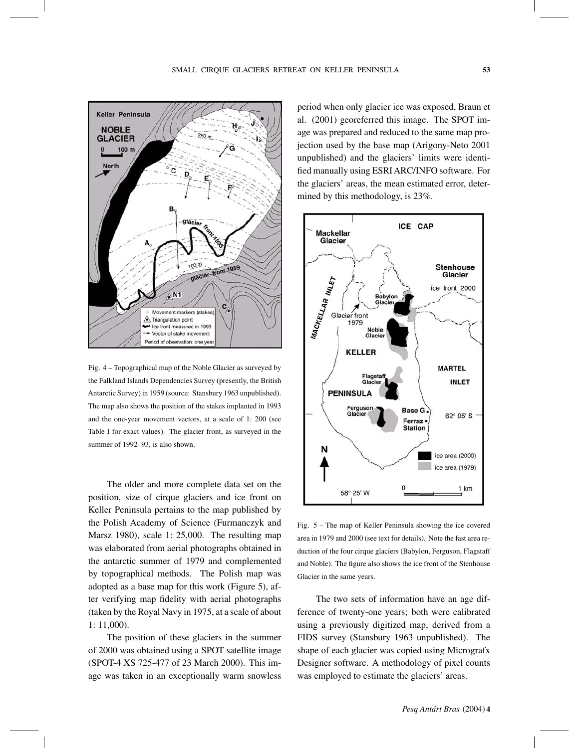Fig. 4 – Topographical map of the Noble Glacier as surveyed by the Falkland Islands Dependencies Survey (presently, the British Antarctic Survey) in 1959 (source: Stansbury 1963 unpublished). The map also shows the position of the stakes implanted in 1993 and the one-year movement vectors, at a scale of 1: 200 (see Table I for exact values). The glacier front, as surveyed in the summer of 1992–93, is also shown.

The older and more complete data set on the position, size of cirque glaciers and ice front on Keller Peninsula pertains to the map published by the Polish Academy of Science (Furmanczyk and Marsz 1980), scale 1: 25,000. The resulting map was elaborated from aerial photographs obtained in the antarctic summer of 1979 and complemented by topographical methods. The Polish map was adopted as a base map for this work (Figure 5), after verifying map fidelity with aerial photographs (taken by the Royal Navy in 1975, at a scale of about 1: 11,000).

The position of these glaciers in the summer of 2000 was obtained using a SPOT satellite image (SPOT-4 XS 725-477 of 23 March 2000). This image was taken in an exceptionally warm snowless period when only glacier ice was exposed, Braun et al. (2001) georeferred this image. The SPOT image was prepared and reduced to the same map projection used by the base map (Arigony-Neto 2001 unpublished) and the glaciers' limits were identified manually using ESRI ARC/INFO software. For the glaciers' areas, the mean estimated error, determined by this methodology, is 23%.

Fig. 5 – The map of Keller Peninsula showing the ice covered area in 1979 and 2000 (see text for details). Note the fast area reduction of the four cirque glaciers (Babylon, Ferguson, Flagstaff and Noble). The figure also shows the ice front of the Stenhouse Glacier in the same years.

The two sets of information have an age difference of twenty-one years; both were calibrated using a previously digitized map, derived from a FIDS survey (Stansbury 1963 unpublished). The shape of each glacier was copied using Micrografx Designer software. A methodology of pixel counts was employed to estimate the glaciers' areas.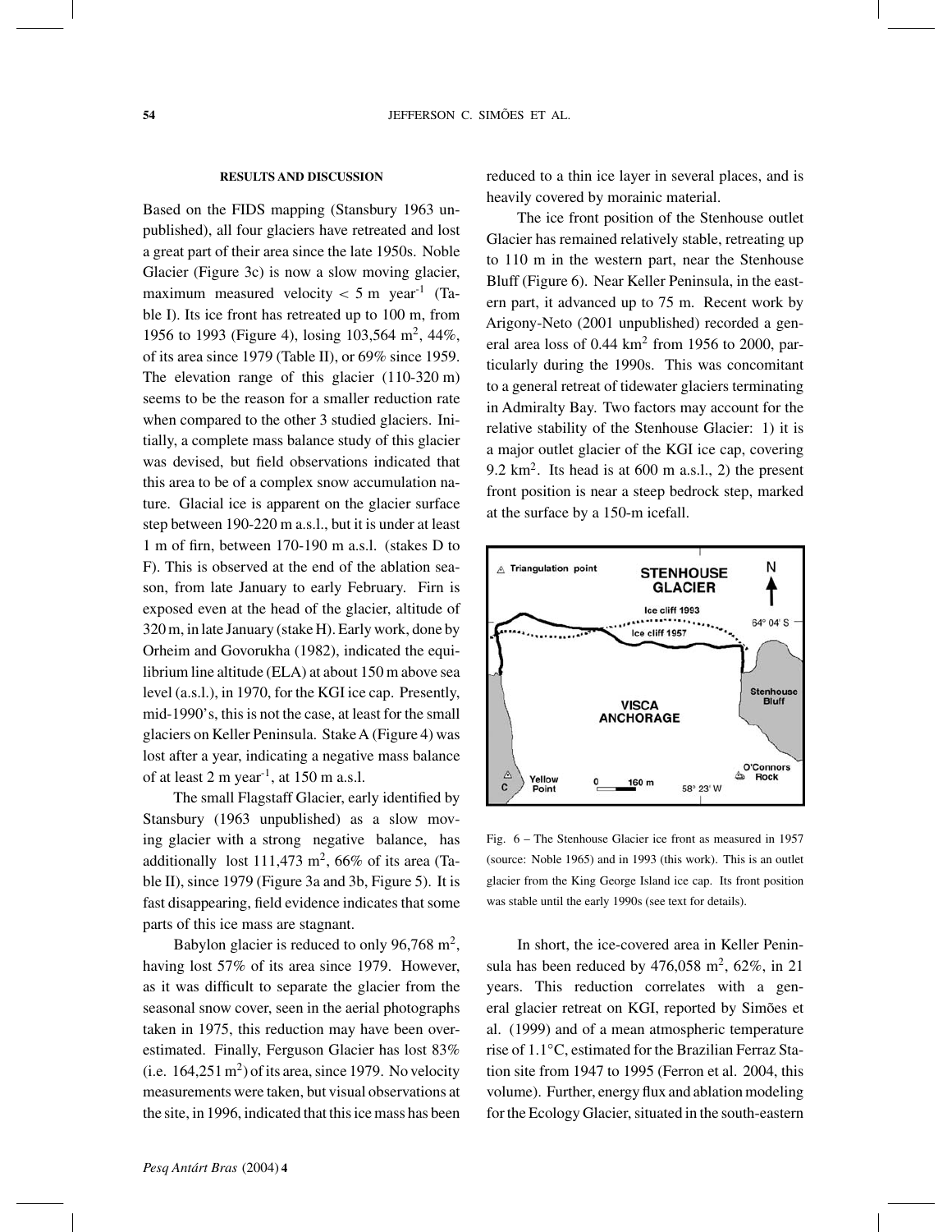#### RESULTS AND DISCUSSION

Based on the FIDS mapping (Stansbury 1963 unpublished), all four glaciers have retreated and lost a great part of their area since the late 1950s. Noble Glacier (Figure 3c) is now a slow moving glacier, maximum measured velocity $< 5$ m year$^{-1}$ (Table I). Its ice front has retreated up to 100 m, from 1956 to 1993 (Figure 4), losing 103,564 m$^2$, 44%, of its area since 1979 (Table II), or 69% since 1959. The elevation range of this glacier (110-320 m) seems to be the reason for a smaller reduction rate when compared to the other 3 studied glaciers. Initially, a complete mass balance study of this glacier was devised, but field observations indicated that this area to be of a complex snow accumulation nature. Glacial ice is apparent on the glacier surface step between 190-220 m a.s.l., but it is under at least 1 m of firn, between 170-190 m a.s.l. (stakes D to F). This is observed at the end of the ablation season, from late January to early February. Firn is exposed even at the head of the glacier, altitude of 320 m, in late January (stake H). Early work, done by Orheim and Govorukha (1982), indicated the equilibrium line altitude (ELA) at about 150 m above sea level (a.s.l.), in 1970, for the KGI ice cap. Presently, mid-1990's, this is not the case, at least for the small glaciers on Keller Peninsula. Stake A (Figure 4) was lost after a year, indicating a negative mass balance of at least 2 m year$^{-1}$, at 150 m a.s.l.

The small Flagstaff Glacier, early identified by Stansbury (1963 unpublished) as a slow moving glacier with a strong negative balance, has additionally lost 111,473 m$^2$, 66% of its area (Table II), since 1979 (Figure 3a and 3b, Figure 5). It is fast disappearing, field evidence indicates that some parts of this ice mass are stagnant.

Babylon glacier is reduced to only 96,768 m$^2$, having lost 57% of its area since 1979. However, as it was difficult to separate the glacier from the seasonal snow cover, seen in the aerial photographs taken in 1975, this reduction may have been overestimated. Finally, Ferguson Glacier has lost 83% (i.e. 164,251 m$^2$) of its area, since 1979. No velocity measurements were taken, but visual observations at the site, in 1996, indicated that this ice mass has been reduced to a thin ice layer in several places, and is heavily covered by morainic material.

The ice front position of the Stenhouse outlet Glacier has remained relatively stable, retreating up to 110 m in the western part, near the Stenhouse Bluff (Figure 6). Near Keller Peninsula, in the eastern part, it advanced up to 75 m. Recent work by Arigony-Neto (2001 unpublished) recorded a general area loss of 0.44 km$^2$ from 1956 to 2000, particularly during the 1990s. This was concomitant to a general retreat of tidewater glaciers terminating in Admiralty Bay. Two factors may account for the relative stability of the Stenhouse Glacier: 1) it is a major outlet glacier of the KGI ice cap, covering 9.2 km$^2$. Its head is at 600 m a.s.l., 2) the present front position is near a steep bedrock step, marked at the surface by a 150-m icefall.

Fig. 6 – The Stenhouse Glacier ice front as measured in 1957 (source: Noble 1965) and in 1993 (this work). This is an outlet glacier from the King George Island ice cap. Its front position was stable until the early 1990s (see text for details).

In short, the ice-covered area in Keller Peninsula has been reduced by 476,058 m$^2$, 62%, in 21 years. This reduction correlates with a general glacier retreat on KGI, reported by Simões et al. (1999) and of a mean atmospheric temperature rise of 1.1°C, estimated for the Brazilian Ferraz Station site from 1947 to 1995 (Ferron et al. 2004, this volume). Further, energy flux and ablation modeling for the Ecology Glacier, situated in the south-eastern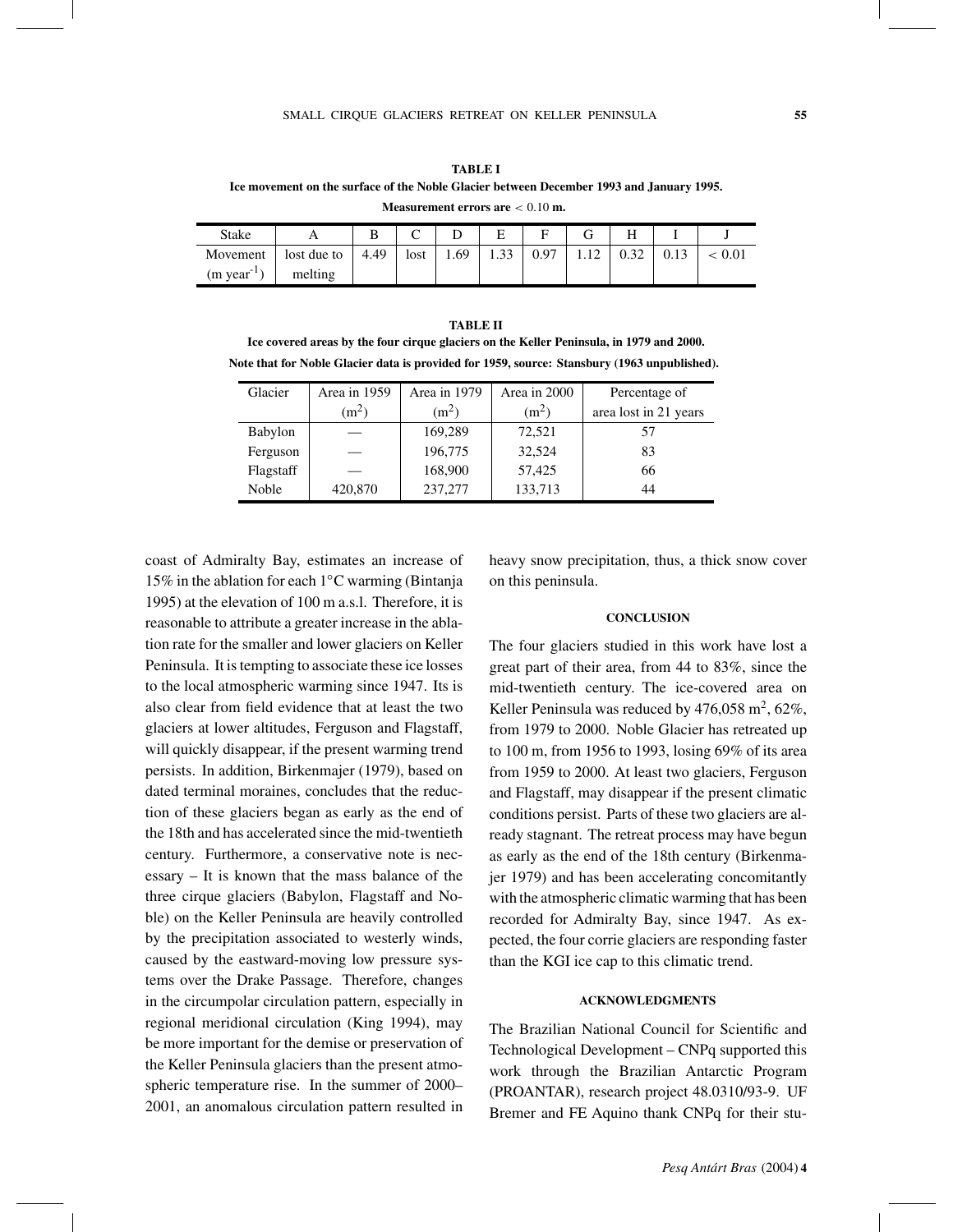**TABLE I**
**Ice movement on the surface of the Noble Glacier between December 1993 and January 1995. Measurement errors are $< 0.10$ m.**

| Stake | A | B | C | D | E | F | G | H | I | J |
|---|---|---|---|---|---|---|---|---|---|---|
| Movement (m year$^{-1}$) | lost due to melting | 4.49 | lost | 1.69 | 1.33 | 0.97 | 1.12 | 0.32 | 0.13 | $< 0.01$ |

**TABLE II**
**Ice covered areas by the four cirque glaciers on the Keller Peninsula, in 1979 and 2000. Note that for Noble Glacier data is provided for 1959, source: Stansbury (1963 unpublished).**

| Glacier | Area in 1959 (m$^2$) | Area in 1979 (m$^2$) | Area in 2000 (m$^2$) | Percentage of area lost in 21 years |
|---|---|---|---|---|
| Babylon | — | 169,289 | 72,521 | 57 |
| Ferguson | — | 196,775 | 32,524 | 83 |
| Flagstaff | — | 168,900 | 57,425 | 66 |
| Noble | 420,870 | 237,277 | 133,713 | 44 |

coast of Admiralty Bay, estimates an increase of 15% in the ablation for each 1°C warming (Bintanja 1995) at the elevation of 100 m a.s.l. Therefore, it is reasonable to attribute a greater increase in the ablation rate for the smaller and lower glaciers on Keller Peninsula. It is tempting to associate these ice losses to the local atmospheric warming since 1947. Its is also clear from field evidence that at least the two glaciers at lower altitudes, Ferguson and Flagstaff, will quickly disappear, if the present warming trend persists. In addition, Birkenmajer (1979), based on dated terminal moraines, concludes that the reduction of these glaciers began as early as the end of the 18th and has accelerated since the mid-twentieth century. Furthermore, a conservative note is necessary – It is known that the mass balance of the three cirque glaciers (Babylon, Flagstaff and Noble) on the Keller Peninsula are heavily controlled by the precipitation associated to westerly winds, caused by the eastward-moving low pressure systems over the Drake Passage. Therefore, changes in the circumpolar circulation pattern, especially in regional meridional circulation (King 1994), may be more important for the demise or preservation of the Keller Peninsula glaciers than the present atmospheric temperature rise. In the summer of 2000–2001, an anomalous circulation pattern resulted in heavy snow precipitation, thus, a thick snow cover on this peninsula.

## CONCLUSION

The four glaciers studied in this work have lost a great part of their area, from 44 to 83%, since the mid-twentieth century. The ice-covered area on Keller Peninsula was reduced by 476,058 m$^2$, 62%, from 1979 to 2000. Noble Glacier has retreated up to 100 m, from 1956 to 1993, losing 69% of its area from 1959 to 2000. At least two glaciers, Ferguson and Flagstaff, may disappear if the present climatic conditions persist. Parts of these two glaciers are already stagnant. The retreat process may have begun as early as the end of the 18th century (Birkenmajer 1979) and has been accelerating concomitantly with the atmospheric climatic warming that has been recorded for Admiralty Bay, since 1947. As expected, the four corrie glaciers are responding faster than the KGI ice cap to this climatic trend.

## ACKNOWLEDGMENTS

The Brazilian National Council for Scientific and Technological Development – CNPq supported this work through the Brazilian Antarctic Program (PROANTAR), research project 48.0310/93-9. UF Bremer and FE Aquino thank CNPq for their stu-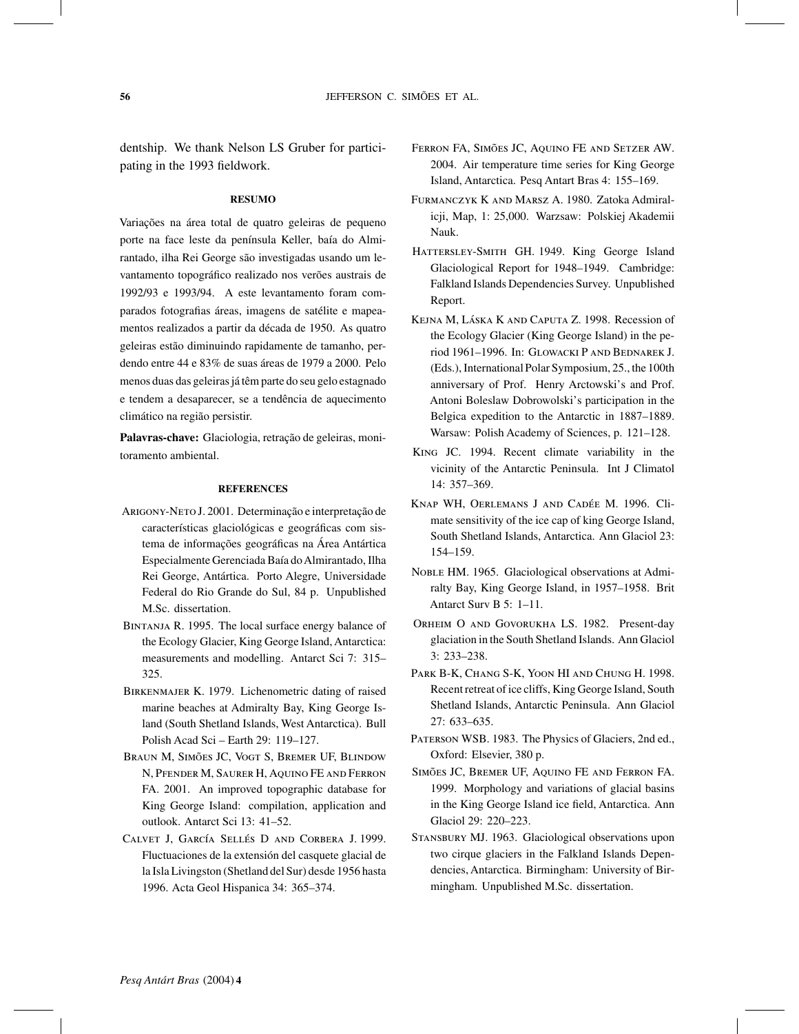dentship. We thank Nelson LS Gruber for participating in the 1993 fieldwork.

#### RESUMO

Variações na área total de quatro geleiras de pequeno porte na face leste da península Keller, baía do Almirantado, ilha Rei George são investigadas usando um levantamento topográfico realizado nos verões austrais de 1992/93 e 1993/94. A este levantamento foram comparados fotografias áreas, imagens de satélite e mapeamentos realizados a partir da década de 1950. As quatro geleiras estão diminuindo rapidamente de tamanho, perdendo entre 44 e 83% de suas áreas de 1979 a 2000. Pelo menos duas das geleiras já têm parte do seu gelo estagnado e tendem a desaparecer, se a tendência de aquecimento climático na região persistir.

**Palavras-chave:** Glaciologia, retração de geleiras, monitoramento ambiental.

#### REFERENCES

Arigony-Neto J. 2001. Determinação e interpretação de características glaciológicas e geográficas com sistema de informações geográficas na Área Antártica Especialmente Gerenciada Baía do Almirantado, Ilha Rei George, Antártica. Porto Alegre, Universidade Federal do Rio Grande do Sul, 84 p. Unpublished M.Sc. dissertation.

Bintanja R. 1995. The local surface energy balance of the Ecology Glacier, King George Island, Antarctica: measurements and modelling. Antarct Sci 7: 315–325.

Birkenmajer K. 1979. Lichenometric dating of raised marine beaches at Admiralty Bay, King George Island (South Shetland Islands, West Antarctica). Bull Polish Acad Sci – Earth 29: 119–127.

Braun M, Simões JC, Vogt S, Bremer UF, Blindow N, Pfender M, Saurer H, Aquino FE and Ferron FA. 2001. An improved topographic database for King George Island: compilation, application and outlook. Antarct Sci 13: 41–52.

Calvet J, García Sellés D and Corbera J. 1999. Fluctuaciones de la extensión del casquete glacial de la Isla Livingston (Shetland del Sur) desde 1956 hasta 1996. Acta Geol Hispanica 34: 365–374.

Ferron FA, Simões JC, Aquino FE and Setzer AW. 2004. Air temperature time series for King George Island, Antarctica. Pesq Antart Bras 4: 155–169.

Furmanczyk K and Marsz A. 1980. Zatoka Admiralicji, Map, 1: 25,000. Warzsaw: Polskiej Akademii Nauk.

Hattersley-Smith GH. 1949. King George Island Glaciological Report for 1948–1949. Cambridge: Falkland Islands Dependencies Survey. Unpublished Report.

Kejna M, Láska K and Caputa Z. 1998. Recession of the Ecology Glacier (King George Island) in the period 1961–1996. In: Glowacki P and Bednarek J. (Eds.), International Polar Symposium, 25., the 100th anniversary of Prof. Henry Arctowski's and Prof. Antoni Boleslaw Dobrowolski's participation in the Belgica expedition to the Antarctic in 1887–1889. Warsaw: Polish Academy of Sciences, p. 121–128.

King JC. 1994. Recent climate variability in the vicinity of the Antarctic Peninsula. Int J Climatol 14: 357–369.

Knap WH, Oerlemans J and Cadée M. 1996. Climate sensitivity of the ice cap of king George Island, South Shetland Islands, Antarctica. Ann Glaciol 23: 154–159.

Noble HM. 1965. Glaciological observations at Admiralty Bay, King George Island, in 1957–1958. Brit Antarct Surv B 5: 1–11.

Orheim O and Govorukha LS. 1982. Present-day glaciation in the South Shetland Islands. Ann Glaciol 3: 233–238.

Park B-K, Chang S-K, Yoon HI and Chung H. 1998. Recent retreat of ice cliffs, King George Island, South Shetland Islands, Antarctic Peninsula. Ann Glaciol 27: 633–635.

Paterson WSB. 1983. The Physics of Glaciers, 2nd ed., Oxford: Elsevier, 380 p.

Simões JC, Bremer UF, Aquino FE and Ferron FA. 1999. Morphology and variations of glacial basins in the King George Island ice field, Antarctica. Ann Glaciol 29: 220–223.

Stansbury MJ. 1963. Glaciological observations upon two cirque glaciers in the Falkland Islands Dependencies, Antarctica. Birmingham: University of Birmingham. Unpublished M.Sc. dissertation.